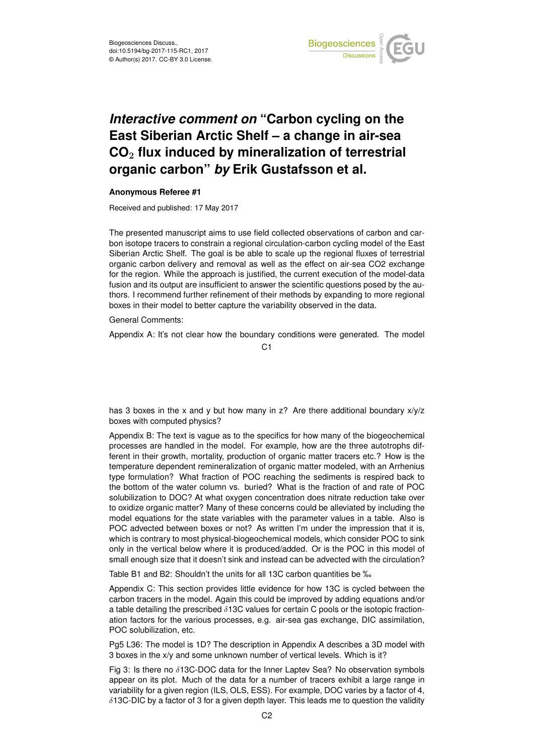# *Interactive comment on* "Carbon cycling on the East Siberian Arctic Shelf – a change in air-sea $CO_2$ flux induced by mineralization of terrestrial organic carbon" *by* Erik Gustafsson et al.

**Anonymous Referee #1**

Received and published: 17 May 2017

The presented manuscript aims to use field collected observations of carbon and carbon isotope tracers to constrain a regional circulation-carbon cycling model of the East Siberian Arctic Shelf. The goal is be able to scale up the regional fluxes of terrestrial organic carbon delivery and removal as well as the effect on air-sea CO2 exchange for the region. While the approach is justified, the current execution of the model-data fusion and its output are insufficient to answer the scientific questions posed by the authors. I recommend further refinement of their methods by expanding to more regional boxes in their model to better capture the variability observed in the data.

General Comments:

Appendix A: It's not clear how the boundary conditions were generated. The model has 3 boxes in the x and y but how many in z? Are there additional boundary x/y/z boxes with computed physics?

Appendix B: The text is vague as to the specifics for how many of the biogeochemical processes are handled in the model. For example, how are the three autotrophs different in their growth, mortality, production of organic matter tracers etc.? How is the temperature dependent remineralization of organic matter modeled, with an Arrhenius type formulation? What fraction of POC reaching the sediments is respired back to the bottom of the water column vs. buried? What is the fraction of and rate of POC solubilization to DOC? At what oxygen concentration does nitrate reduction take over to oxidize organic matter? Many of these concerns could be alleviated by including the model equations for the state variables with the parameter values in a table. Also is POC advected between boxes or not? As written I'm under the impression that it is, which is contrary to most physical-biogeochemical models, which consider POC to sink only in the vertical below where it is produced/added. Or is the POC in this model of small enough size that it doesn't sink and instead can be advected with the circulation?

Table B1 and B2: Shouldn't the units for all 13C carbon quantities be ‰

Appendix C: This section provides little evidence for how 13C is cycled between the carbon tracers in the model. Again this could be improved by adding equations and/or a table detailing the prescribed $\delta$13C values for certain C pools or the isotopic fractionation factors for the various processes, e.g. air-sea gas exchange, DIC assimilation, POC solubilization, etc.

Pg5 L36: The model is 1D? The description in Appendix A describes a 3D model with 3 boxes in the x/y and some unknown number of vertical levels. Which is it?

Fig 3: Is there no $\delta$13C-DOC data for the Inner Laptev Sea? No observation symbols appear on its plot. Much of the data for a number of tracers exhibit a large range in variability for a given region (ILS, OLS, ESS). For example, DOC varies by a factor of 4, $\delta$13C-DIC by a factor of 3 for a given depth layer. This leads me to question the validity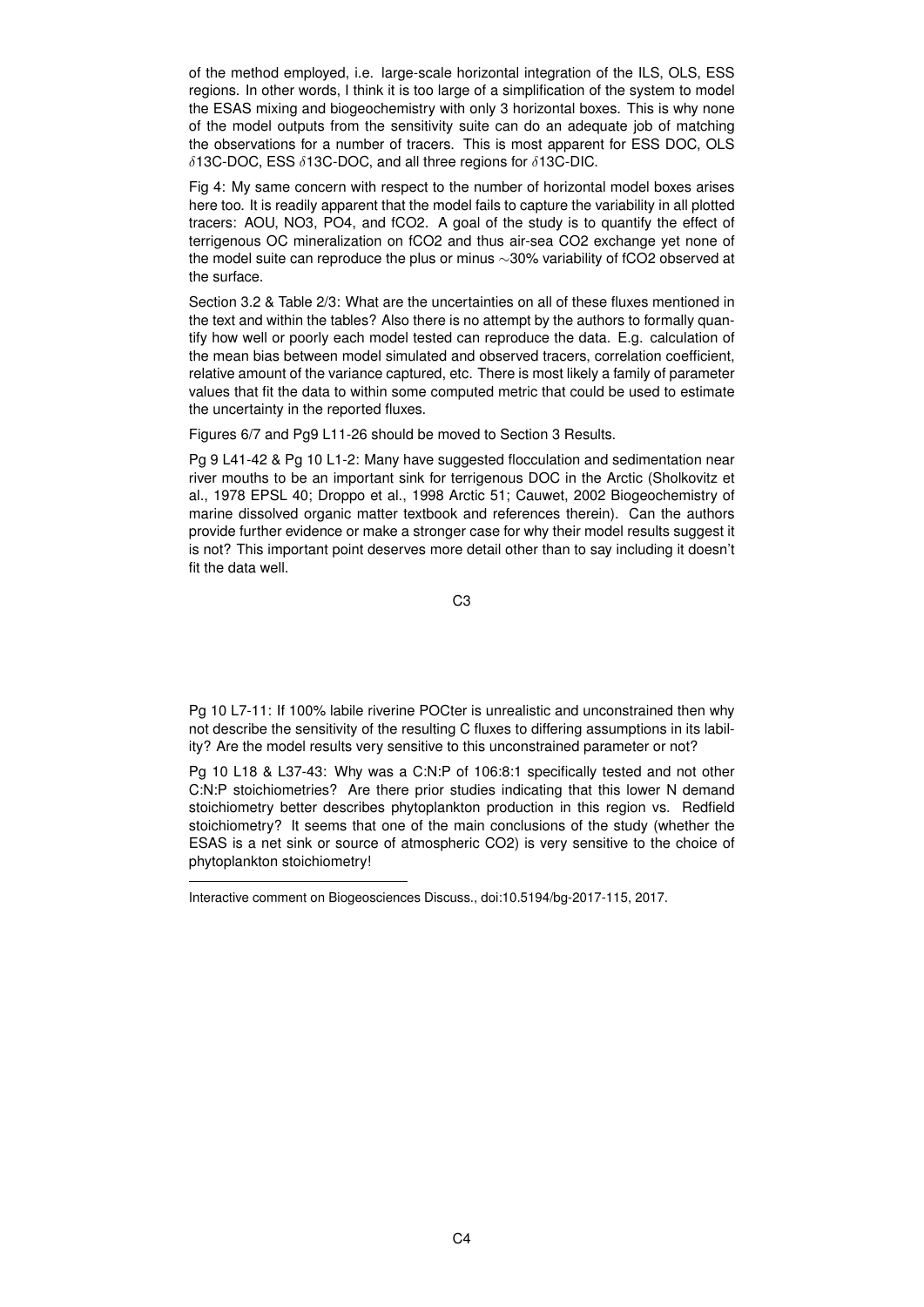of the method employed, i.e. large-scale horizontal integration of the ILS, OLS, ESS regions. In other words, I think it is too large of a simplification of the system to model the ESAS mixing and biogeochemistry with only 3 horizontal boxes. This is why none of the model outputs from the sensitivity suite can do an adequate job of matching the observations for a number of tracers. This is most apparent for ESS DOC, OLS $\delta$13C-DOC, ESS $\delta$13C-DOC, and all three regions for $\delta$13C-DIC.

Fig 4: My same concern with respect to the number of horizontal model boxes arises here too. It is readily apparent that the model fails to capture the variability in all plotted tracers: AOU, NO3, PO4, and fCO2. A goal of the study is to quantify the effect of terrigenous OC mineralization on fCO2 and thus air-sea CO2 exchange yet none of the model suite can reproduce the plus or minus $\sim$30% variability of fCO2 observed at the surface.

Section 3.2 & Table 2/3: What are the uncertainties on all of these fluxes mentioned in the text and within the tables? Also there is no attempt by the authors to formally quantify how well or poorly each model tested can reproduce the data. E.g. calculation of the mean bias between model simulated and observed tracers, correlation coefficient, relative amount of the variance captured, etc. There is most likely a family of parameter values that fit the data to within some computed metric that could be used to estimate the uncertainty in the reported fluxes.

Figures 6/7 and Pg9 L11-26 should be moved to Section 3 Results.

Pg 9 L41-42 & Pg 10 L1-2: Many have suggested flocculation and sedimentation near river mouths to be an important sink for terrigenous DOC in the Arctic (Sholkovitz et al., 1978 EPSL 40; Droppo et al., 1998 Arctic 51; Cauwet, 2002 Biogeochemistry of marine dissolved organic matter textbook and references therein). Can the authors provide further evidence or make a stronger case for why their model results suggest it is not? This important point deserves more detail other than to say including it doesn't fit the data well.

Pg 10 L7-11: If 100% labile riverine POCter is unrealistic and unconstrained then why not describe the sensitivity of the resulting C fluxes to differing assumptions in its lability? Are the model results very sensitive to this unconstrained parameter or not?

Pg 10 L18 & L37-43: Why was a C:N:P of 106:8:1 specifically tested and not other C:N:P stoichiometries? Are there prior studies indicating that this lower N demand stoichiometry better describes phytoplankton production in this region vs. Redfield stoichiometry? It seems that one of the main conclusions of the study (whether the ESAS is a net sink or source of atmospheric CO2) is very sensitive to the choice of phytoplankton stoichiometry!

Interactive comment on Biogeosciences Discuss., doi:10.5194/bg-2017-115, 2017.